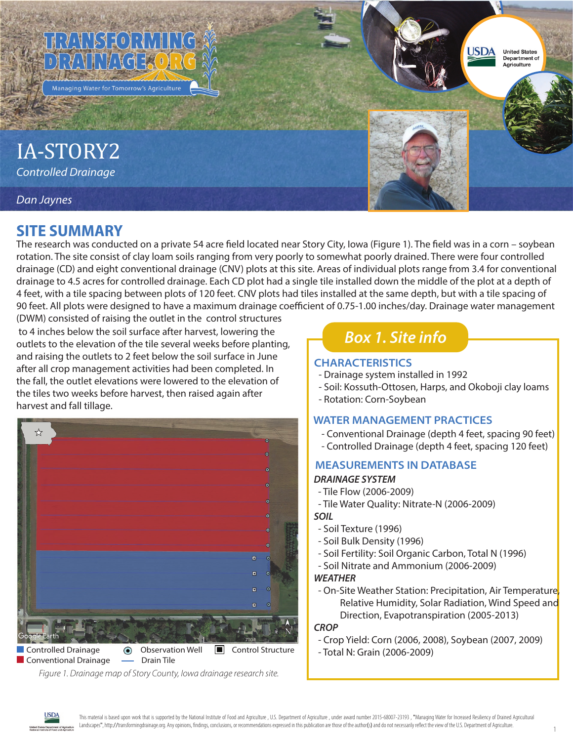# IA-STORY2

*Controlled Drainage*

*Dan Jaynes*

## SITE SUMMARY

The research was conducted on a private 54 acre field located near Story City, Iowa (Figure 1). The field was in a corn – soybean rotation. The site consist of clay loam soils ranging from very poorly to somewhat poorly drained. There were four controlled drainage (CD) and eight conventional drainage (CNV) plots at this site. Areas of individual plots range from 3.4 for conventional drainage to 4.5 acres for controlled drainage. Each CD plot had a single tile installed down the middle of the plot at a depth of 4 feet, with a tile spacing between plots of 120 feet. CNV plots had tiles installed at the same depth, but with a tile spacing of 90 feet. All plots were designed to have a maximum drainage coefficient of 0.75-1.00 inches/day. Drainage water management (DWM) consisted of raising the outlet in the control structures to 4 inches below the soil surface after harvest, lowering the outlets to the elevation of the tile several weeks before planting, and raising the outlets to 2 feet below the soil surface in June after all crop management activities had been completed. In the fall, the outlet elevations were lowered to the elevation of the tiles two weeks before harvest, then raised again after harvest and fall tillage.

Controlled Drainage | Conventional Drainage | Observation Well | Drain Tile | Control Structure

*Figure 1. Drainage map of Story County, Iowa drainage research site.*

## Box 1. Site info

### CHARACTERISTICS

- Drainage system installed in 1992
- Soil: Kossuth-Ottosen, Harps, and Okoboji clay loams
- Rotation: Corn-Soybean

### WATER MANAGEMENT PRACTICES

- Conventional Drainage (depth 4 feet, spacing 90 feet)
- Controlled Drainage (depth 4 feet, spacing 120 feet)

### MEASUREMENTS IN DATABASE

***DRAINAGE SYSTEM***

- Tile Flow (2006-2009)
- Tile Water Quality: Nitrate-N (2006-2009)

***SOIL***

- Soil Texture (1996)
- Soil Bulk Density (1996)
- Soil Fertility: Soil Organic Carbon, Total N (1996)
- Soil Nitrate and Ammonium (2006-2009)

***WEATHER***

- On-Site Weather Station: Precipitation, Air Temperature, Relative Humidity, Solar Radiation, Wind Speed and Direction, Evapotranspiration (2005-2013)

***CROP***

- Crop Yield: Corn (2006, 2008), Soybean (2007, 2009)
- Total N: Grain (2006-2009)

This material is based upon work that is supported by the National Institute of Food and Agriculture, U.S. Department of Agriculture, under award number 2015-68007-23193, "Managing Water for Increased Resiliency of Drained Agricultural Landscapes", http://transformingdrainage.org. Any opinions, findings, conclusions, or recommendations expressed in this publication are those of the author(s) and do not necessarily reflect the view of the U.S. Department of Agriculture.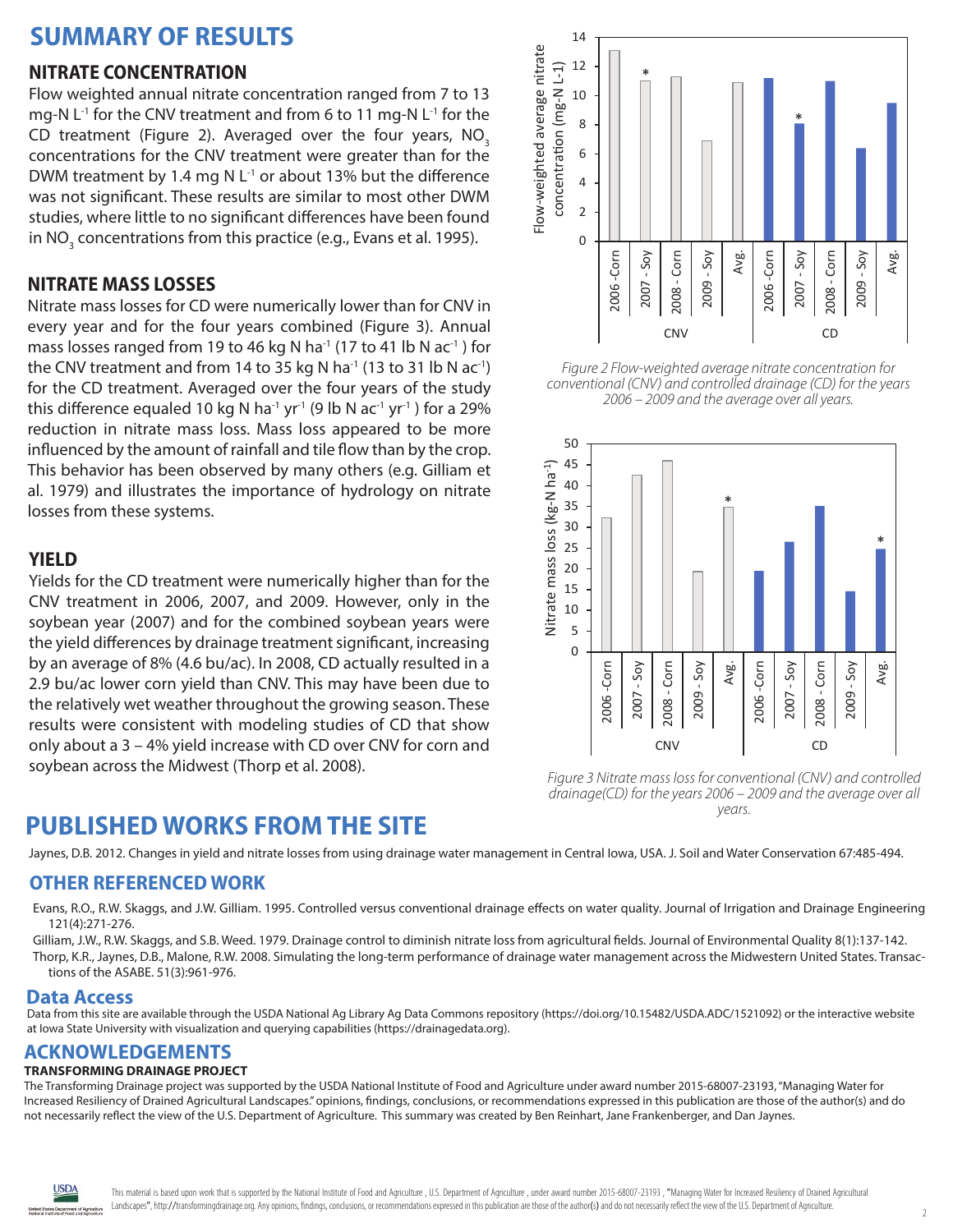# SUMMARY OF RESULTS

## NITRATE CONCENTRATION

Flow weighted annual nitrate concentration ranged from 7 to 13 mg-N $L^{-1}$ for the CNV treatment and from 6 to 11 mg-N $L^{-1}$ for the CD treatment (Figure 2). Averaged over the four years, $NO_3$ concentrations for the CNV treatment were greater than for the DWM treatment by 1.4 mg N $L^{-1}$ or about 13% but the difference was not significant. These results are similar to most other DWM studies, where little to no significant differences have been found in $NO_3$ concentrations from this practice (e.g., Evans et al. 1995).

Flow-weighted average nitrate concentration (mg-N L-1)

14
12
10
8
6
4
2
0

2006 -Corn
2007 - Soy
2008 - Corn
2009 - Soy
Avg.
2006 -Corn
2007 - Soy
2008 - Corn
2009 - Soy
Avg.

CNV
CD

*Figure 2 Flow-weighted average nitrate concentration for conventional (CNV) and controlled drainage (CD) for the years 2006 – 2009 and the average over all years.*

## NITRATE MASS LOSSES

Nitrate mass losses for CD were numerically lower than for CNV in every year and for the four years combined (Figure 3). Annual mass losses ranged from 19 to 46 kg N $ha^{-1}$ (17 to 41 lb N $ac^{-1}$) for the CNV treatment and from 14 to 35 kg N $ha^{-1}$ (13 to 31 lb N $ac^{-1}$) for the CD treatment. Averaged over the four years of the study this difference equaled 10 kg N $ha^{-1}$ $yr^{-1}$ (9 lb N $ac^{-1}$ $yr^{-1}$) for a 29% reduction in nitrate mass loss. Mass loss appeared to be more influenced by the amount of rainfall and tile flow than by the crop. This behavior has been observed by many others (e.g. Gilliam et al. 1979) and illustrates the importance of hydrology on nitrate losses from these systems.

Nitrate mass loss (kg-N $ha^{-1}$)

50
45
40
35
30
25
20
15
10
5
0

2006 -Corn
2007 - Soy
2008 - Corn
2009 - Soy
Avg.
2006 -Corn
2007 - Soy
2008 - Corn
2009 - Soy
Avg.

CNV
CD

*Figure 3 Nitrate mass loss for conventional (CNV) and controlled drainage(CD) for the years 2006 – 2009 and the average over all years.*

## YIELD

Yields for the CD treatment were numerically higher than for the CNV treatment in 2006, 2007, and 2009. However, only in the soybean year (2007) and for the combined soybean years were the yield differences by drainage treatment significant, increasing by an average of 8% (4.6 bu/ac). In 2008, CD actually resulted in a 2.9 bu/ac lower corn yield than CNV. This may have been due to the relatively wet weather throughout the growing season. These results were consistent with modeling studies of CD that show only about a 3 – 4% yield increase with CD over CNV for corn and soybean across the Midwest (Thorp et al. 2008).

# PUBLISHED WORKS FROM THE SITE

Jaynes, D.B. 2012. Changes in yield and nitrate losses from using drainage water management in Central Iowa, USA. J. Soil and Water Conservation 67:485-494.

## OTHER REFERENCED WORK

Evans, R.O., R.W. Skaggs, and J.W. Gilliam. 1995. Controlled versus conventional drainage effects on water quality. Journal of Irrigation and Drainage Engineering 121(4):271-276.

Gilliam, J.W., R.W. Skaggs, and S.B. Weed. 1979. Drainage control to diminish nitrate loss from agricultural fields. Journal of Environmental Quality 8(1):137-142.

Thorp, K.R., Jaynes, D.B., Malone, R.W. 2008. Simulating the long-term performance of drainage water management across the Midwestern United States. Transactions of the ASABE. 51(3):961-976.

## Data Access

Data from this site are available through the USDA National Ag Library Ag Data Commons repository (https://doi.org/10.15482/USDA.ADC/1521092) or the interactive website at Iowa State University with visualization and querying capabilities (https://drainagedata.org).

# ACKNOWLEDGEMENTS

**TRANSFORMING DRAINAGE PROJECT**

The Transforming Drainage project was supported by the USDA National Institute of Food and Agriculture under award number 2015-68007-23193, "Managing Water for Increased Resiliency of Drained Agricultural Landscapes." opinions, findings, conclusions, or recommendations expressed in this publication are those of the author(s) and do not necessarily reflect the view of the U.S. Department of Agriculture. This summary was created by Ben Reinhart, Jane Frankenberger, and Dan Jaynes.

This material is based upon work that is supported by the National Institute of Food and Agriculture, U.S. Department of Agriculture, under award number 2015-68007-23193, "Managing Water for Increased Resiliency of Drained Agricultural Landscapes", http://transformingdrainage.org. Any opinions, findings, conclusions, or recommendations expressed in this publication are those of the author(s) and do not necessarily reflect the view of the U.S. Department of Agriculture.